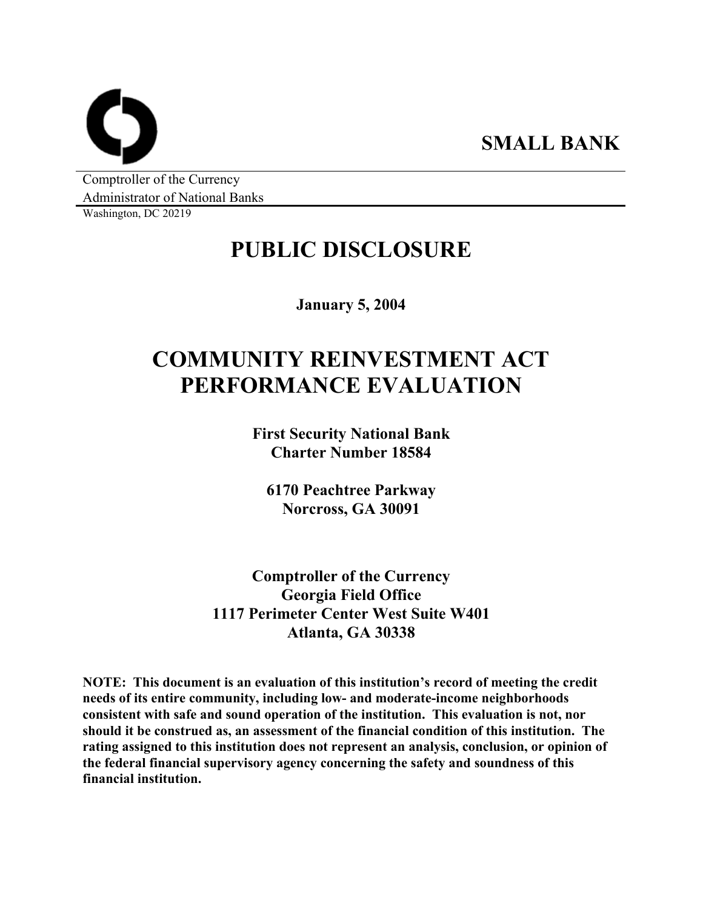**SMALL BANK**

Comptroller of the Currency
Administrator of National Banks
Washington, DC 20219

# PUBLIC DISCLOSURE

**January 5, 2004**

# COMMUNITY REINVESTMENT ACT PERFORMANCE EVALUATION

**First Security National Bank**
**Charter Number 18584**

**6170 Peachtree Parkway**
**Norcross, GA 30091**

**Comptroller of the Currency**
**Georgia Field Office**
**1117 Perimeter Center West Suite W401**
**Atlanta, GA 30338**

**NOTE: This document is an evaluation of this institution's record of meeting the credit needs of its entire community, including low- and moderate-income neighborhoods consistent with safe and sound operation of the institution. This evaluation is not, nor should it be construed as, an assessment of the financial condition of this institution. The rating assigned to this institution does not represent an analysis, conclusion, or opinion of the federal financial supervisory agency concerning the safety and soundness of this financial institution.**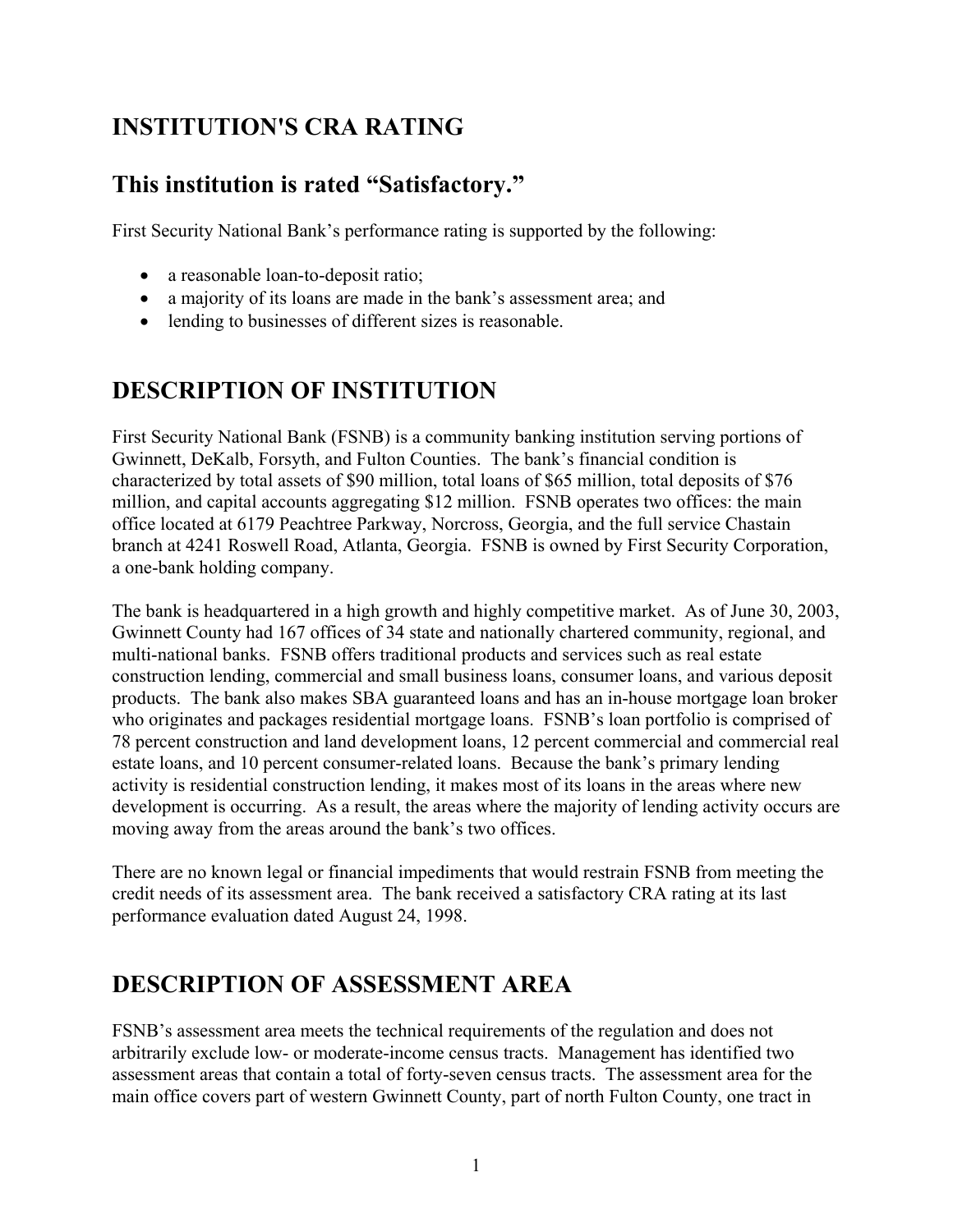## INSTITUTION'S CRA RATING

## This institution is rated "Satisfactory."

First Security National Bank's performance rating is supported by the following:

- a reasonable loan-to-deposit ratio;
- a majority of its loans are made in the bank's assessment area; and
- lending to businesses of different sizes is reasonable.

## DESCRIPTION OF INSTITUTION

First Security National Bank (FSNB) is a community banking institution serving portions of Gwinnett, DeKalb, Forsyth, and Fulton Counties. The bank's financial condition is characterized by total assets of $90 million, total loans of $65 million, total deposits of $76 million, and capital accounts aggregating $12 million. FSNB operates two offices: the main office located at 6179 Peachtree Parkway, Norcross, Georgia, and the full service Chastain branch at 4241 Roswell Road, Atlanta, Georgia. FSNB is owned by First Security Corporation, a one-bank holding company.

The bank is headquartered in a high growth and highly competitive market. As of June 30, 2003, Gwinnett County had 167 offices of 34 state and nationally chartered community, regional, and multi-national banks. FSNB offers traditional products and services such as real estate construction lending, commercial and small business loans, consumer loans, and various deposit products. The bank also makes SBA guaranteed loans and has an in-house mortgage loan broker who originates and packages residential mortgage loans. FSNB's loan portfolio is comprised of 78 percent construction and land development loans, 12 percent commercial and commercial real estate loans, and 10 percent consumer-related loans. Because the bank's primary lending activity is residential construction lending, it makes most of its loans in the areas where new development is occurring. As a result, the areas where the majority of lending activity occurs are moving away from the areas around the bank's two offices.

There are no known legal or financial impediments that would restrain FSNB from meeting the credit needs of its assessment area. The bank received a satisfactory CRA rating at its last performance evaluation dated August 24, 1998.

## DESCRIPTION OF ASSESSMENT AREA

FSNB's assessment area meets the technical requirements of the regulation and does not arbitrarily exclude low- or moderate-income census tracts. Management has identified two assessment areas that contain a total of forty-seven census tracts. The assessment area for the main office covers part of western Gwinnett County, part of north Fulton County, one tract in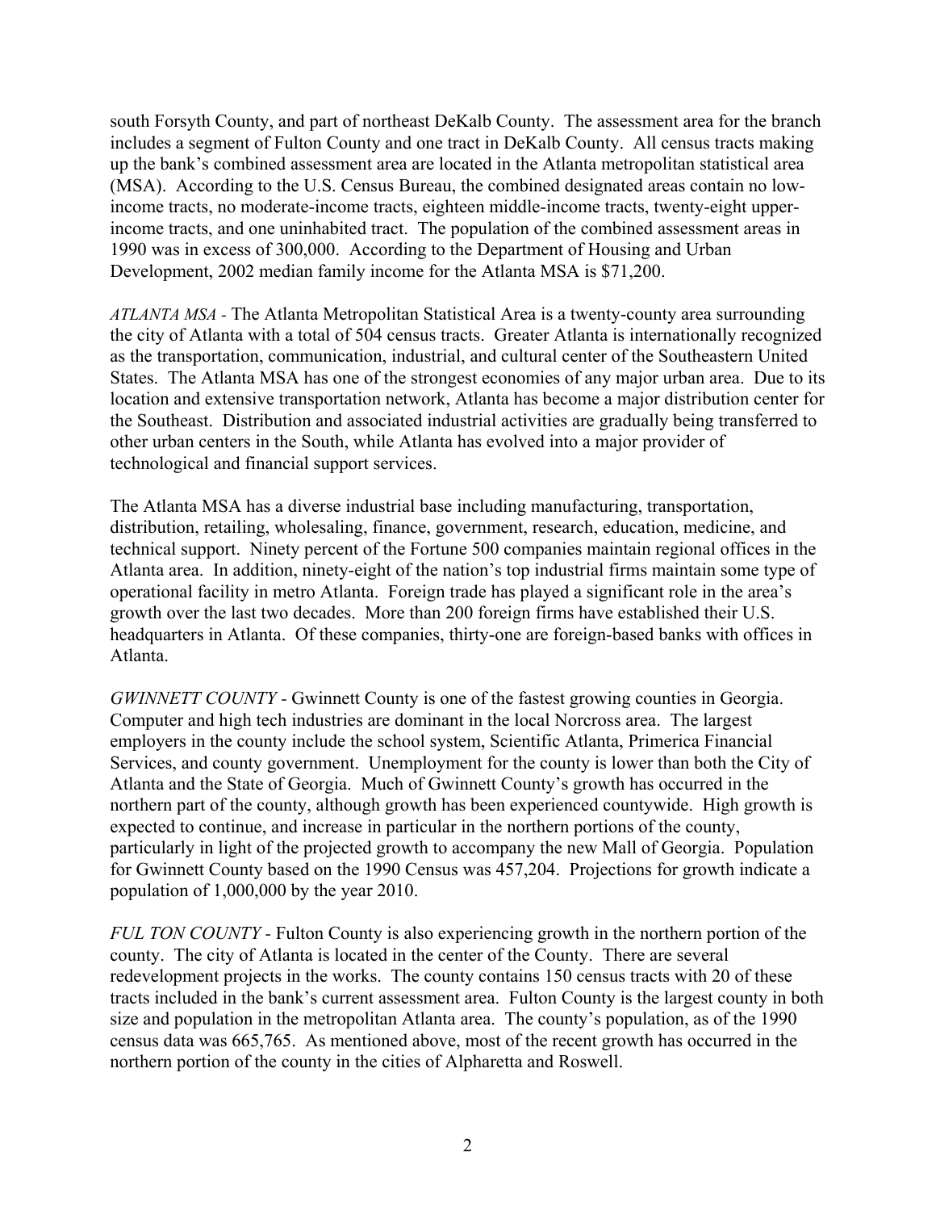south Forsyth County, and part of northeast DeKalb County. The assessment area for the branch includes a segment of Fulton County and one tract in DeKalb County. All census tracts making up the bank's combined assessment area are located in the Atlanta metropolitan statistical area (MSA). According to the U.S. Census Bureau, the combined designated areas contain no low-income tracts, no moderate-income tracts, eighteen middle-income tracts, twenty-eight upper-income tracts, and one uninhabited tract. The population of the combined assessment areas in 1990 was in excess of 300,000. According to the Department of Housing and Urban Development, 2002 median family income for the Atlanta MSA is $71,200.

*ATLANTA MSA* - The Atlanta Metropolitan Statistical Area is a twenty-county area surrounding the city of Atlanta with a total of 504 census tracts. Greater Atlanta is internationally recognized as the transportation, communication, industrial, and cultural center of the Southeastern United States. The Atlanta MSA has one of the strongest economies of any major urban area. Due to its location and extensive transportation network, Atlanta has become a major distribution center for the Southeast. Distribution and associated industrial activities are gradually being transferred to other urban centers in the South, while Atlanta has evolved into a major provider of technological and financial support services.

The Atlanta MSA has a diverse industrial base including manufacturing, transportation, distribution, retailing, wholesaling, finance, government, research, education, medicine, and technical support. Ninety percent of the Fortune 500 companies maintain regional offices in the Atlanta area. In addition, ninety-eight of the nation's top industrial firms maintain some type of operational facility in metro Atlanta. Foreign trade has played a significant role in the area's growth over the last two decades. More than 200 foreign firms have established their U.S. headquarters in Atlanta. Of these companies, thirty-one are foreign-based banks with offices in Atlanta.

*GWINNETT COUNTY* - Gwinnett County is one of the fastest growing counties in Georgia. Computer and high tech industries are dominant in the local Norcross area. The largest employers in the county include the school system, Scientific Atlanta, Primerica Financial Services, and county government. Unemployment for the county is lower than both the City of Atlanta and the State of Georgia. Much of Gwinnett County's growth has occurred in the northern part of the county, although growth has been experienced countywide. High growth is expected to continue, and increase in particular in the northern portions of the county, particularly in light of the projected growth to accompany the new Mall of Georgia. Population for Gwinnett County based on the 1990 Census was 457,204. Projections for growth indicate a population of 1,000,000 by the year 2010.

*FUL TON COUNTY* - Fulton County is also experiencing growth in the northern portion of the county. The city of Atlanta is located in the center of the County. There are several redevelopment projects in the works. The county contains 150 census tracts with 20 of these tracts included in the bank's current assessment area. Fulton County is the largest county in both size and population in the metropolitan Atlanta area. The county's population, as of the 1990 census data was 665,765. As mentioned above, most of the recent growth has occurred in the northern portion of the county in the cities of Alpharetta and Roswell.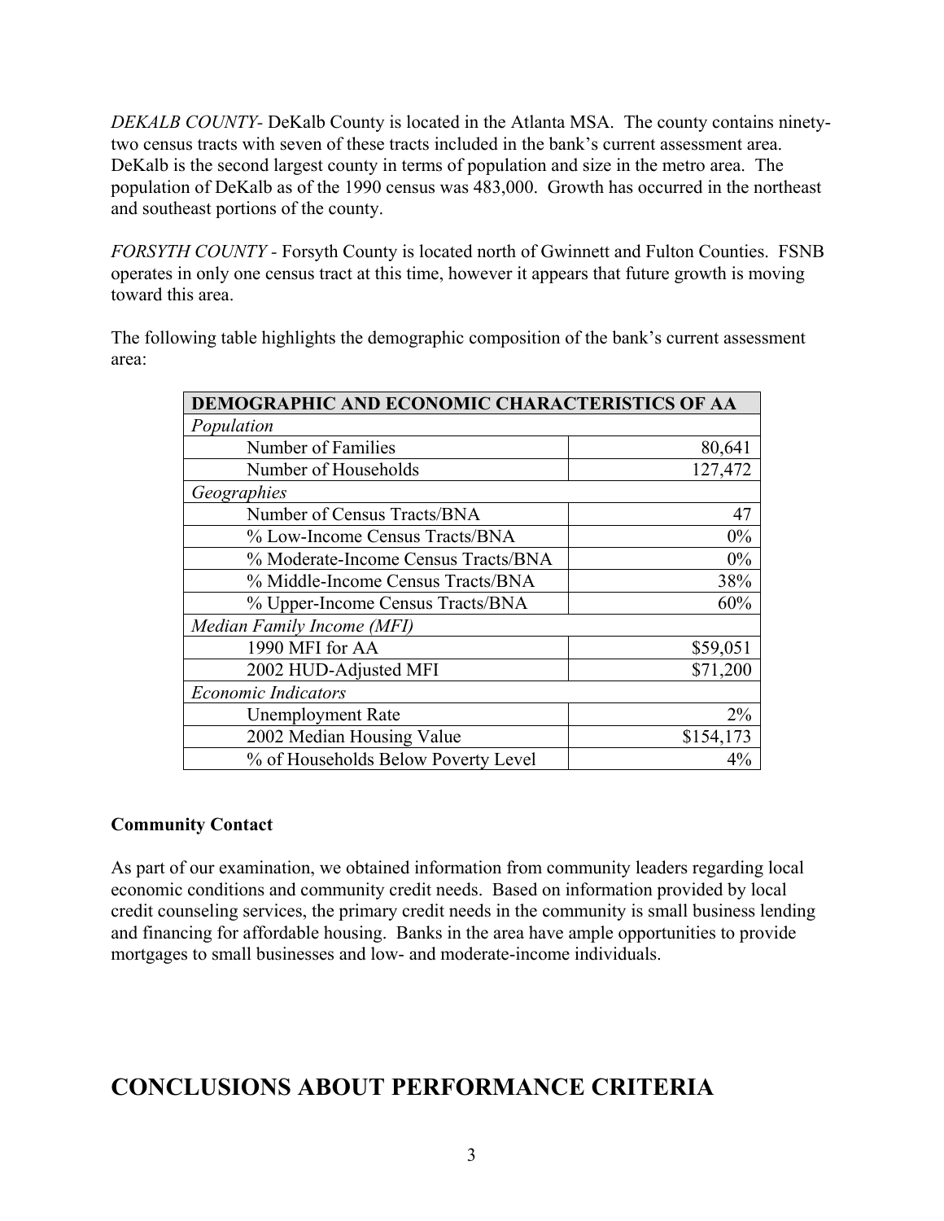*DEKALB COUNTY*- DeKalb County is located in the Atlanta MSA. The county contains ninety-two census tracts with seven of these tracts included in the bank's current assessment area. DeKalb is the second largest county in terms of population and size in the metro area. The population of DeKalb as of the 1990 census was 483,000. Growth has occurred in the northeast and southeast portions of the county.

*FORSYTH COUNTY* - Forsyth County is located north of Gwinnett and Fulton Counties. FSNB operates in only one census tract at this time, however it appears that future growth is moving toward this area.

The following table highlights the demographic composition of the bank's current assessment area:

| **DEMOGRAPHIC AND ECONOMIC CHARACTERISTICS OF AA** | |
|---|---|
| *Population* | |
| Number of Families | 80,641 |
| Number of Households | 127,472 |
| *Geographies* | |
| Number of Census Tracts/BNA | 47 |
| % Low-Income Census Tracts/BNA | 0% |
| % Moderate-Income Census Tracts/BNA | 0% |
| % Middle-Income Census Tracts/BNA | 38% |
| % Upper-Income Census Tracts/BNA | 60% |
| *Median Family Income (MFI)* | |
| 1990 MFI for AA | $59,051 |
| 2002 HUD-Adjusted MFI | $71,200 |
| *Economic Indicators* | |
| Unemployment Rate | 2% |
| 2002 Median Housing Value | $154,173 |
| % of Households Below Poverty Level | 4% |

**Community Contact**

As part of our examination, we obtained information from community leaders regarding local economic conditions and community credit needs. Based on information provided by local credit counseling services, the primary credit needs in the community is small business lending and financing for affordable housing. Banks in the area have ample opportunities to provide mortgages to small businesses and low- and moderate-income individuals.

# CONCLUSIONS ABOUT PERFORMANCE CRITERIA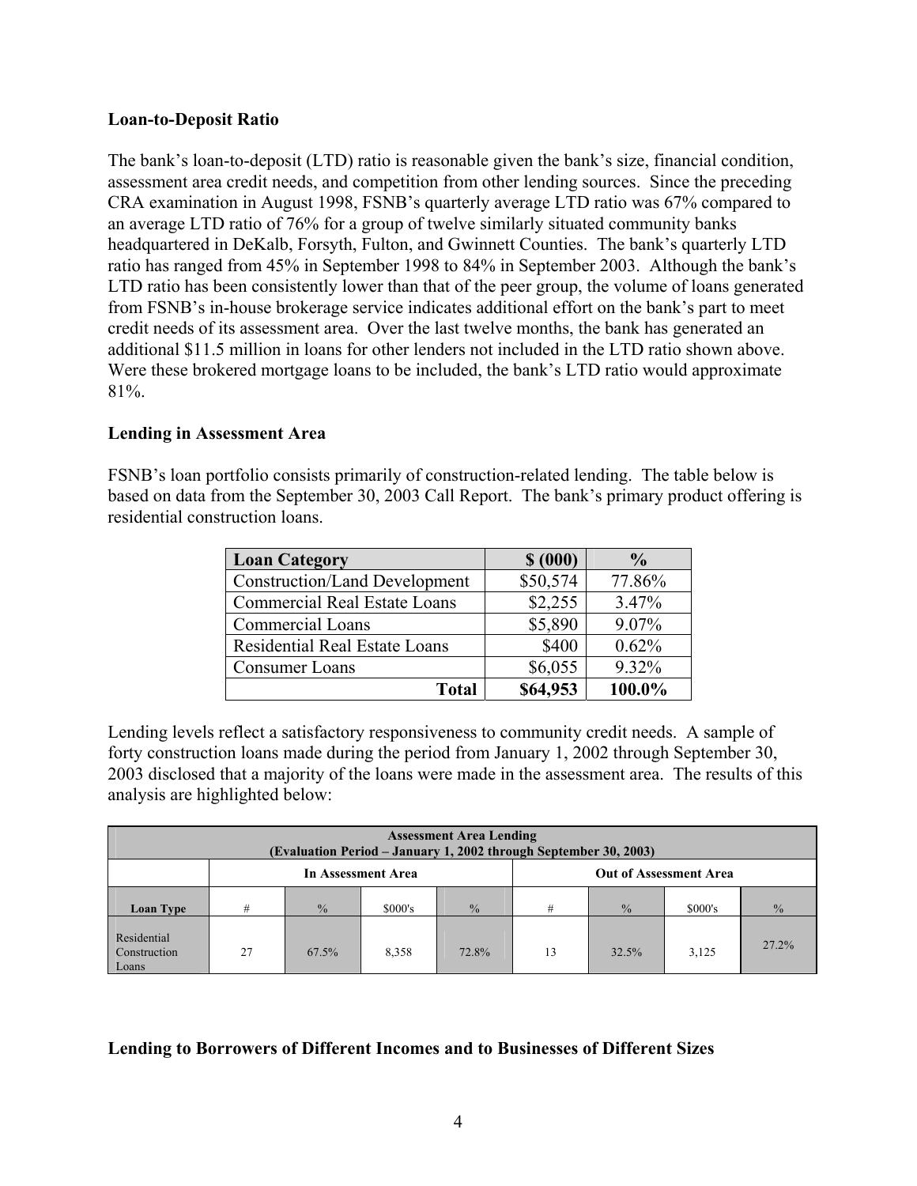**Loan-to-Deposit Ratio**

The bank's loan-to-deposit (LTD) ratio is reasonable given the bank's size, financial condition, assessment area credit needs, and competition from other lending sources. Since the preceding CRA examination in August 1998, FSNB's quarterly average LTD ratio was 67% compared to an average LTD ratio of 76% for a group of twelve similarly situated community banks headquartered in DeKalb, Forsyth, Fulton, and Gwinnett Counties. The bank's quarterly LTD ratio has ranged from 45% in September 1998 to 84% in September 2003. Although the bank's LTD ratio has been consistently lower than that of the peer group, the volume of loans generated from FSNB's in-house brokerage service indicates additional effort on the bank's part to meet credit needs of its assessment area. Over the last twelve months, the bank has generated an additional $11.5 million in loans for other lenders not included in the LTD ratio shown above. Were these brokered mortgage loans to be included, the bank's LTD ratio would approximate 81%.

**Lending in Assessment Area**

FSNB's loan portfolio consists primarily of construction-related lending. The table below is based on data from the September 30, 2003 Call Report. The bank's primary product offering is residential construction loans.

| Loan Category | $ (000) | % |
|---|---|---|
| Construction/Land Development | $50,574 | 77.86% |
| Commercial Real Estate Loans | $2,255 | 3.47% |
| Commercial Loans | $5,890 | 9.07% |
| Residential Real Estate Loans | $400 | 0.62% |
| Consumer Loans | $6,055 | 9.32% |
| **Total** | **$64,953** | **100.0%** |

Lending levels reflect a satisfactory responsiveness to community credit needs. A sample of forty construction loans made during the period from January 1, 2002 through September 30, 2003 disclosed that a majority of the loans were made in the assessment area. The results of this analysis are highlighted below:

| **Assessment Area Lending (Evaluation Period – January 1, 2002 through September 30, 2003)** | | | | | | | | |
|---|---|---|---|---|---|---|---|---|
| | **In Assessment Area** | | | | **Out of Assessment Area** | | | |
| **Loan Type** | # | % | $000's | % | # | % | $000's | % |
| Residential Construction Loans | 27 | 67.5% | 8,358 | 72.8% | 13 | 32.5% | 3,125 | 27.2% |

**Lending to Borrowers of Different Incomes and to Businesses of Different Sizes**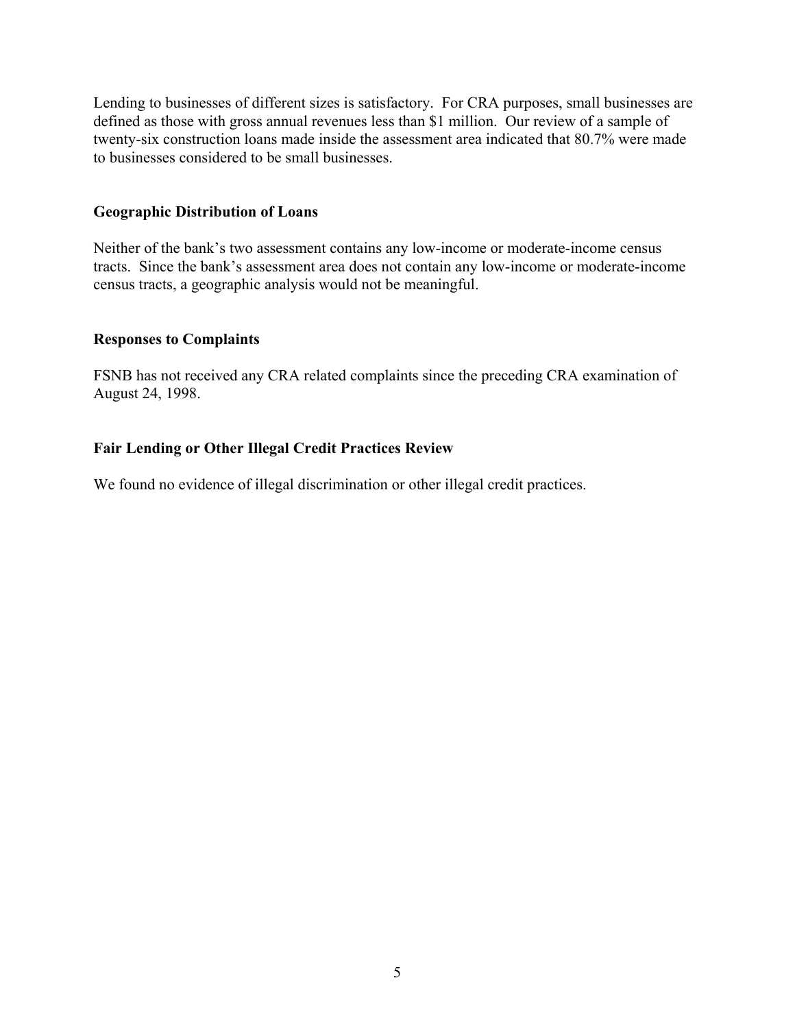Lending to businesses of different sizes is satisfactory. For CRA purposes, small businesses are defined as those with gross annual revenues less than $1 million. Our review of a sample of twenty-six construction loans made inside the assessment area indicated that 80.7% were made to businesses considered to be small businesses.

### Geographic Distribution of Loans

Neither of the bank's two assessment contains any low-income or moderate-income census tracts. Since the bank's assessment area does not contain any low-income or moderate-income census tracts, a geographic analysis would not be meaningful.

### Responses to Complaints

FSNB has not received any CRA related complaints since the preceding CRA examination of August 24, 1998.

### Fair Lending or Other Illegal Credit Practices Review

We found no evidence of illegal discrimination or other illegal credit practices.